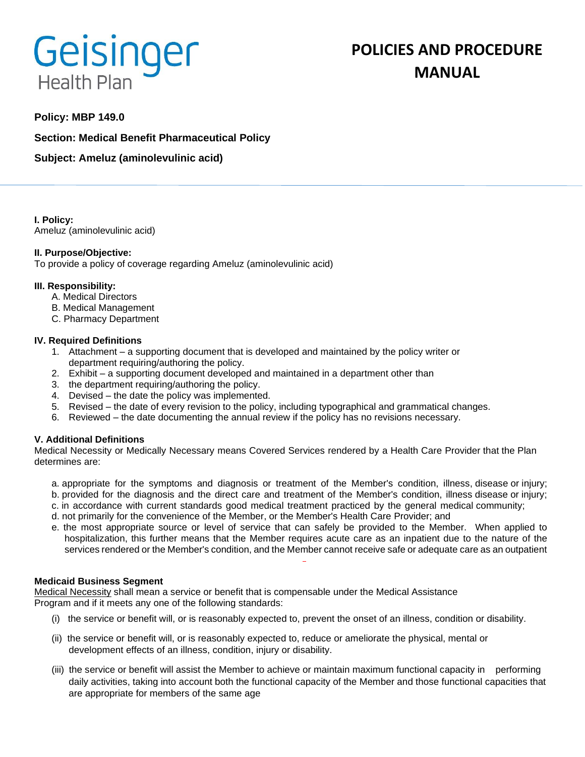Geisinger Health Plan

# POLICIES AND PROCEDURE MANUAL

**Policy: MBP 149.0**

**Section: Medical Benefit Pharmaceutical Policy**

**Subject: Ameluz (aminolevulinic acid)**

**I. Policy:**
Ameluz (aminolevulinic acid)

**II. Purpose/Objective:**
To provide a policy of coverage regarding Ameluz (aminolevulinic acid)

**III. Responsibility:**

A. Medical Directors
B. Medical Management
C. Pharmacy Department

**IV. Required Definitions**

1. Attachment – a supporting document that is developed and maintained by the policy writer or department requiring/authoring the policy.
2. Exhibit – a supporting document developed and maintained in a department other than
3. the department requiring/authoring the policy.
4. Devised – the date the policy was implemented.
5. Revised – the date of every revision to the policy, including typographical and grammatical changes.
6. Reviewed – the date documenting the annual review if the policy has no revisions necessary.

**V. Additional Definitions**
Medical Necessity or Medically Necessary means Covered Services rendered by a Health Care Provider that the Plan determines are:

a. appropriate for the symptoms and diagnosis or treatment of the Member's condition, illness, disease or injury;
b. provided for the diagnosis and the direct care and treatment of the Member's condition, illness disease or injury;
c. in accordance with current standards good medical treatment practiced by the general medical community;
d. not primarily for the convenience of the Member, or the Member's Health Care Provider; and
e. the most appropriate source or level of service that can safely be provided to the Member. When applied to hospitalization, this further means that the Member requires acute care as an inpatient due to the nature of the services rendered or the Member's condition, and the Member cannot receive safe or adequate care as an outpatient

**Medicaid Business Segment**
Medical Necessity shall mean a service or benefit that is compensable under the Medical Assistance Program and if it meets any one of the following standards:

(i) the service or benefit will, or is reasonably expected to, prevent the onset of an illness, condition or disability.

(ii) the service or benefit will, or is reasonably expected to, reduce or ameliorate the physical, mental or development effects of an illness, condition, injury or disability.

(iii) the service or benefit will assist the Member to achieve or maintain maximum functional capacity in performing daily activities, taking into account both the functional capacity of the Member and those functional capacities that are appropriate for members of the same age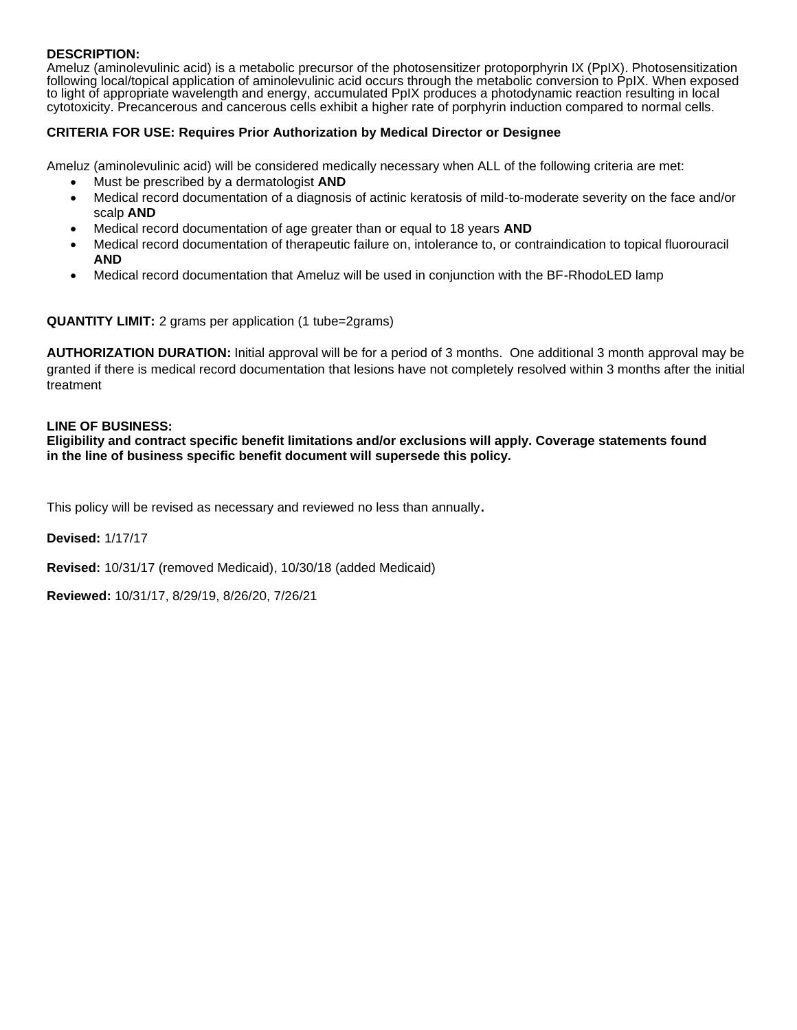**DESCRIPTION:**
Ameluz (aminolevulinic acid) is a metabolic precursor of the photosensitizer protoporphyrin IX (PpIX). Photosensitization following local/topical application of aminolevulinic acid occurs through the metabolic conversion to PpIX. When exposed to light of appropriate wavelength and energy, accumulated PpIX produces a photodynamic reaction resulting in local cytotoxicity. Precancerous and cancerous cells exhibit a higher rate of porphyrin induction compared to normal cells.

**CRITERIA FOR USE: Requires Prior Authorization by Medical Director or Designee**

Ameluz (aminolevulinic acid) will be considered medically necessary when ALL of the following criteria are met:

- Must be prescribed by a dermatologist **AND**
- Medical record documentation of a diagnosis of actinic keratosis of mild-to-moderate severity on the face and/or scalp **AND**
- Medical record documentation of age greater than or equal to 18 years **AND**
- Medical record documentation of therapeutic failure on, intolerance to, or contraindication to topical fluorouracil **AND**
- Medical record documentation that Ameluz will be used in conjunction with the BF-RhodoLED lamp

**QUANTITY LIMIT:** 2 grams per application (1 tube=2grams)

**AUTHORIZATION DURATION:** Initial approval will be for a period of 3 months. One additional 3 month approval may be granted if there is medical record documentation that lesions have not completely resolved within 3 months after the initial treatment

**LINE OF BUSINESS:**
**Eligibility and contract specific benefit limitations and/or exclusions will apply. Coverage statements found in the line of business specific benefit document will supersede this policy.**

This policy will be revised as necessary and reviewed no less than annually.

**Devised:** 1/17/17

**Revised:** 10/31/17 (removed Medicaid), 10/30/18 (added Medicaid)

**Reviewed:** 10/31/17, 8/29/19, 8/26/20, 7/26/21